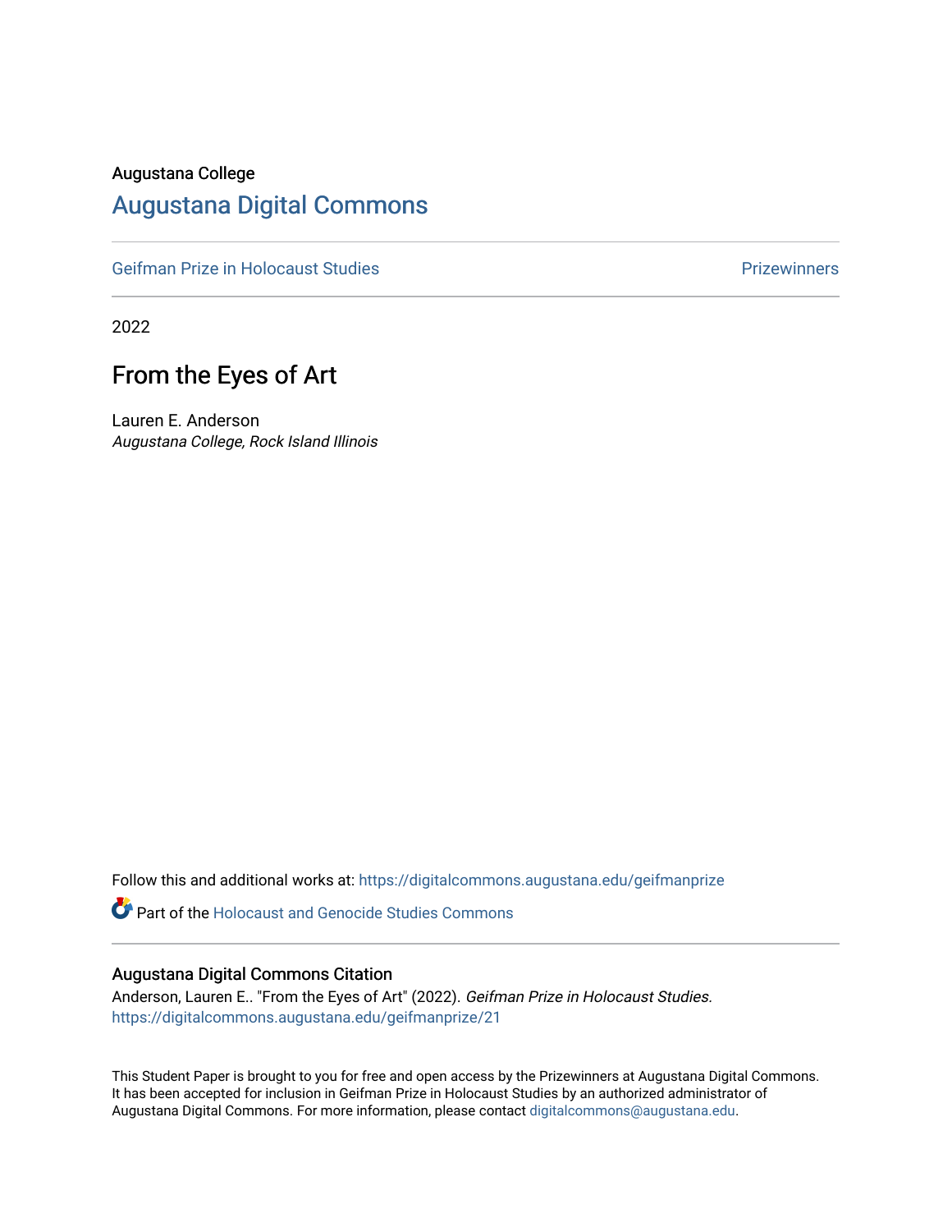Augustana College

# Augustana Digital Commons

Geifman Prize in Holocaust Studies | Prizewinners

2022

## From the Eyes of Art

Lauren E. Anderson
*Augustana College, Rock Island Illinois*

Follow this and additional works at: https://digitalcommons.augustana.edu/geifmanprize

Part of the Holocaust and Genocide Studies Commons

### Augustana Digital Commons Citation

Anderson, Lauren E.. "From the Eyes of Art" (2022). *Geifman Prize in Holocaust Studies.*
https://digitalcommons.augustana.edu/geifmanprize/21

This Student Paper is brought to you for free and open access by the Prizewinners at Augustana Digital Commons. It has been accepted for inclusion in Geifman Prize in Holocaust Studies by an authorized administrator of Augustana Digital Commons. For more information, please contact digitalcommons@augustana.edu.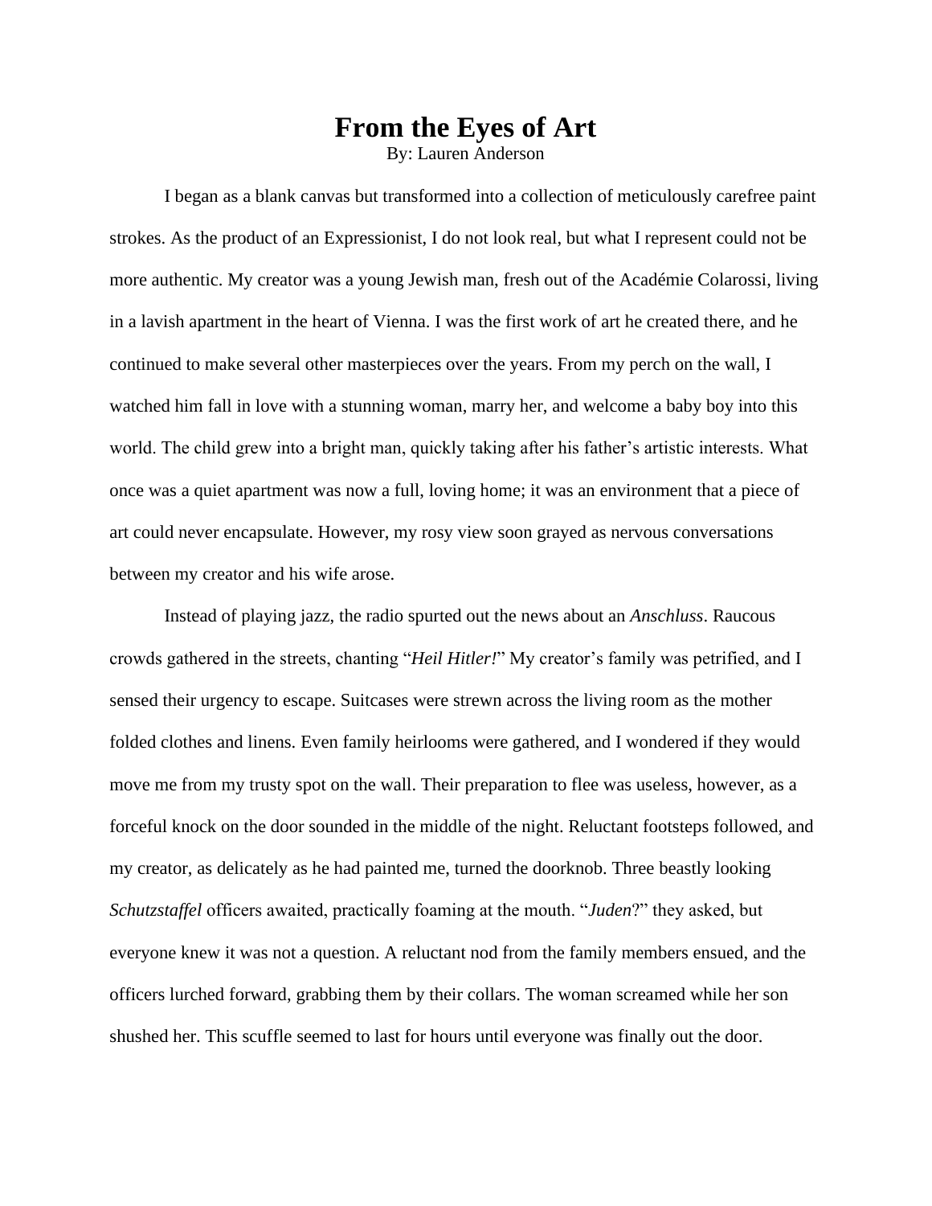# From the Eyes of Art

By: Lauren Anderson

I began as a blank canvas but transformed into a collection of meticulously carefree paint strokes. As the product of an Expressionist, I do not look real, but what I represent could not be more authentic. My creator was a young Jewish man, fresh out of the Académie Colarossi, living in a lavish apartment in the heart of Vienna. I was the first work of art he created there, and he continued to make several other masterpieces over the years. From my perch on the wall, I watched him fall in love with a stunning woman, marry her, and welcome a baby boy into this world. The child grew into a bright man, quickly taking after his father's artistic interests. What once was a quiet apartment was now a full, loving home; it was an environment that a piece of art could never encapsulate. However, my rosy view soon grayed as nervous conversations between my creator and his wife arose.

Instead of playing jazz, the radio spurted out the news about an *Anschluss*. Raucous crowds gathered in the streets, chanting "*Heil Hitler!*" My creator's family was petrified, and I sensed their urgency to escape. Suitcases were strewn across the living room as the mother folded clothes and linens. Even family heirlooms were gathered, and I wondered if they would move me from my trusty spot on the wall. Their preparation to flee was useless, however, as a forceful knock on the door sounded in the middle of the night. Reluctant footsteps followed, and my creator, as delicately as he had painted me, turned the doorknob. Three beastly looking *Schutzstaffel* officers awaited, practically foaming at the mouth. "*Juden*?" they asked, but everyone knew it was not a question. A reluctant nod from the family members ensued, and the officers lurched forward, grabbing them by their collars. The woman screamed while her son shushed her. This scuffle seemed to last for hours until everyone was finally out the door.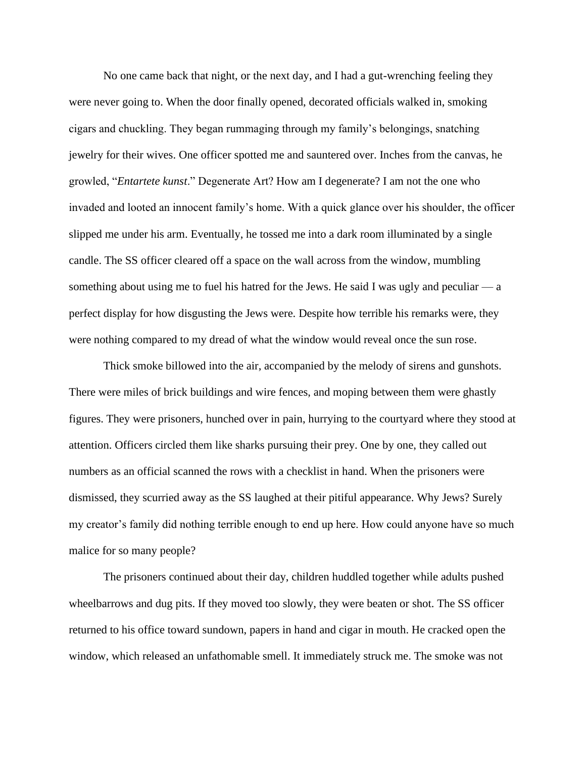No one came back that night, or the next day, and I had a gut-wrenching feeling they were never going to. When the door finally opened, decorated officials walked in, smoking cigars and chuckling. They began rummaging through my family's belongings, snatching jewelry for their wives. One officer spotted me and sauntered over. Inches from the canvas, he growled, "*Entartete kunst*." Degenerate Art? How am I degenerate? I am not the one who invaded and looted an innocent family's home. With a quick glance over his shoulder, the officer slipped me under his arm. Eventually, he tossed me into a dark room illuminated by a single candle. The SS officer cleared off a space on the wall across from the window, mumbling something about using me to fuel his hatred for the Jews. He said I was ugly and peculiar — a perfect display for how disgusting the Jews were. Despite how terrible his remarks were, they were nothing compared to my dread of what the window would reveal once the sun rose.

Thick smoke billowed into the air, accompanied by the melody of sirens and gunshots. There were miles of brick buildings and wire fences, and moping between them were ghastly figures. They were prisoners, hunched over in pain, hurrying to the courtyard where they stood at attention. Officers circled them like sharks pursuing their prey. One by one, they called out numbers as an official scanned the rows with a checklist in hand. When the prisoners were dismissed, they scurried away as the SS laughed at their pitiful appearance. Why Jews? Surely my creator's family did nothing terrible enough to end up here. How could anyone have so much malice for so many people?

The prisoners continued about their day, children huddled together while adults pushed wheelbarrows and dug pits. If they moved too slowly, they were beaten or shot. The SS officer returned to his office toward sundown, papers in hand and cigar in mouth. He cracked open the window, which released an unfathomable smell. It immediately struck me. The smoke was not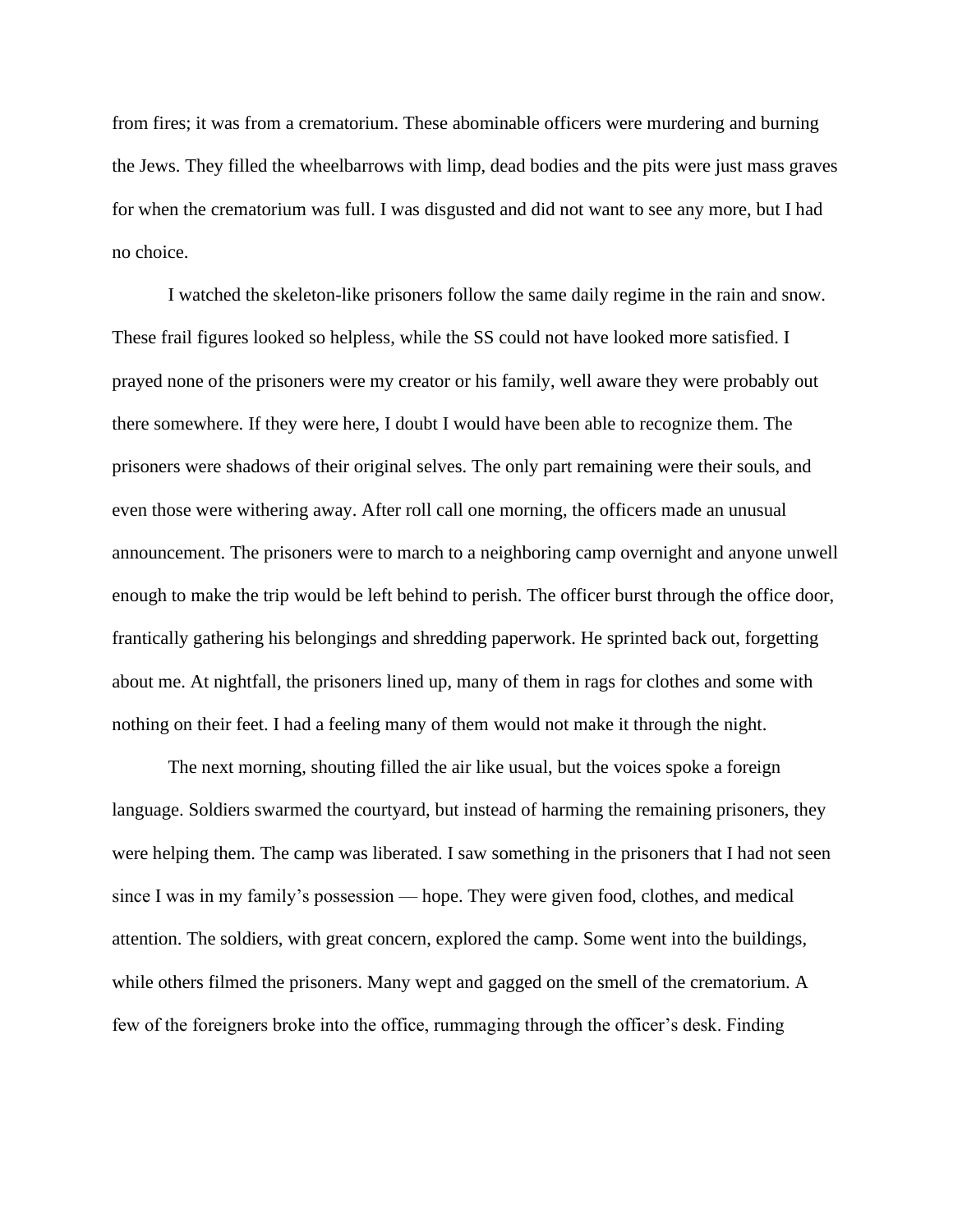from fires; it was from a crematorium. These abominable officers were murdering and burning the Jews. They filled the wheelbarrows with limp, dead bodies and the pits were just mass graves for when the crematorium was full. I was disgusted and did not want to see any more, but I had no choice.

I watched the skeleton-like prisoners follow the same daily regime in the rain and snow. These frail figures looked so helpless, while the SS could not have looked more satisfied. I prayed none of the prisoners were my creator or his family, well aware they were probably out there somewhere. If they were here, I doubt I would have been able to recognize them. The prisoners were shadows of their original selves. The only part remaining were their souls, and even those were withering away. After roll call one morning, the officers made an unusual announcement. The prisoners were to march to a neighboring camp overnight and anyone unwell enough to make the trip would be left behind to perish. The officer burst through the office door, frantically gathering his belongings and shredding paperwork. He sprinted back out, forgetting about me. At nightfall, the prisoners lined up, many of them in rags for clothes and some with nothing on their feet. I had a feeling many of them would not make it through the night.

The next morning, shouting filled the air like usual, but the voices spoke a foreign language. Soldiers swarmed the courtyard, but instead of harming the remaining prisoners, they were helping them. The camp was liberated. I saw something in the prisoners that I had not seen since I was in my family's possession — hope. They were given food, clothes, and medical attention. The soldiers, with great concern, explored the camp. Some went into the buildings, while others filmed the prisoners. Many wept and gagged on the smell of the crematorium. A few of the foreigners broke into the office, rummaging through the officer's desk. Finding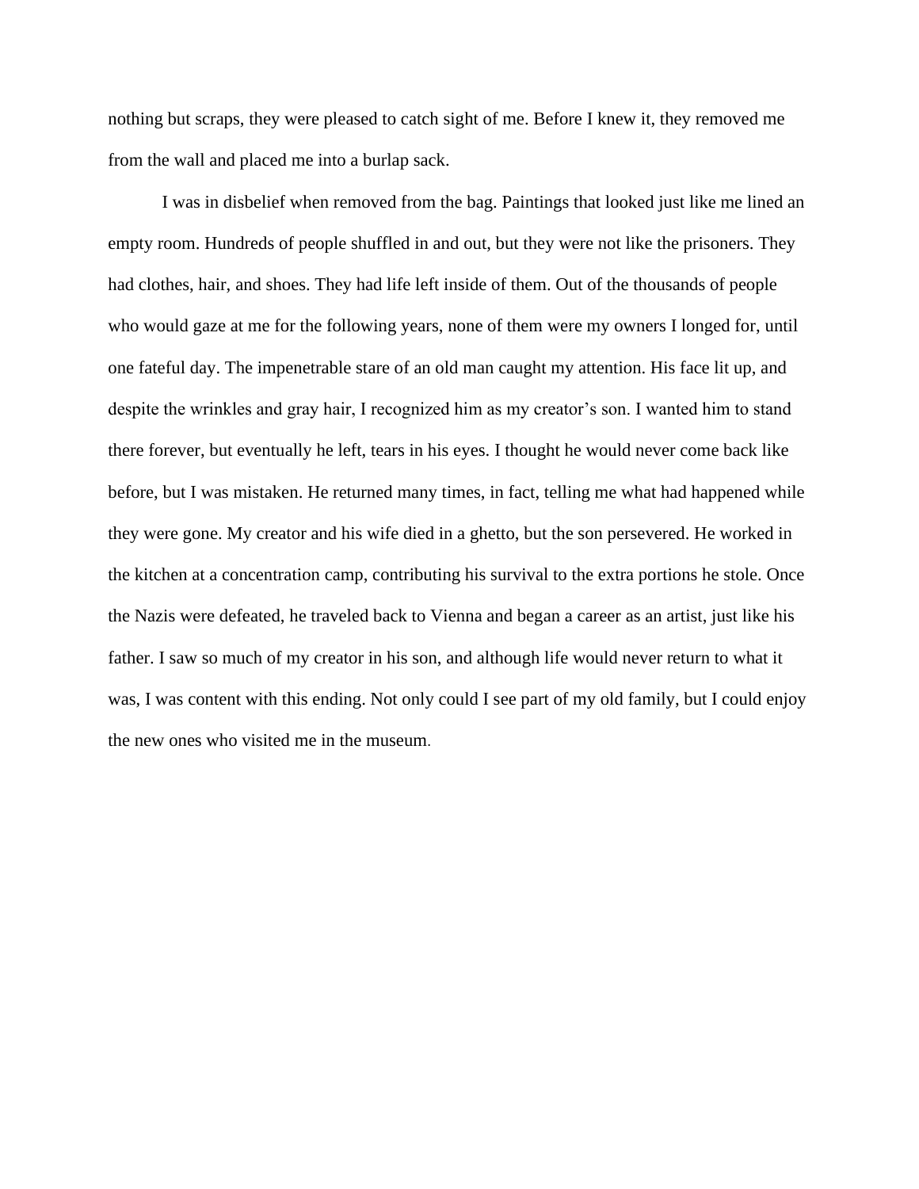nothing but scraps, they were pleased to catch sight of me. Before I knew it, they removed me from the wall and placed me into a burlap sack.

I was in disbelief when removed from the bag. Paintings that looked just like me lined an empty room. Hundreds of people shuffled in and out, but they were not like the prisoners. They had clothes, hair, and shoes. They had life left inside of them. Out of the thousands of people who would gaze at me for the following years, none of them were my owners I longed for, until one fateful day. The impenetrable stare of an old man caught my attention. His face lit up, and despite the wrinkles and gray hair, I recognized him as my creator's son. I wanted him to stand there forever, but eventually he left, tears in his eyes. I thought he would never come back like before, but I was mistaken. He returned many times, in fact, telling me what had happened while they were gone. My creator and his wife died in a ghetto, but the son persevered. He worked in the kitchen at a concentration camp, contributing his survival to the extra portions he stole. Once the Nazis were defeated, he traveled back to Vienna and began a career as an artist, just like his father. I saw so much of my creator in his son, and although life would never return to what it was, I was content with this ending. Not only could I see part of my old family, but I could enjoy the new ones who visited me in the museum.